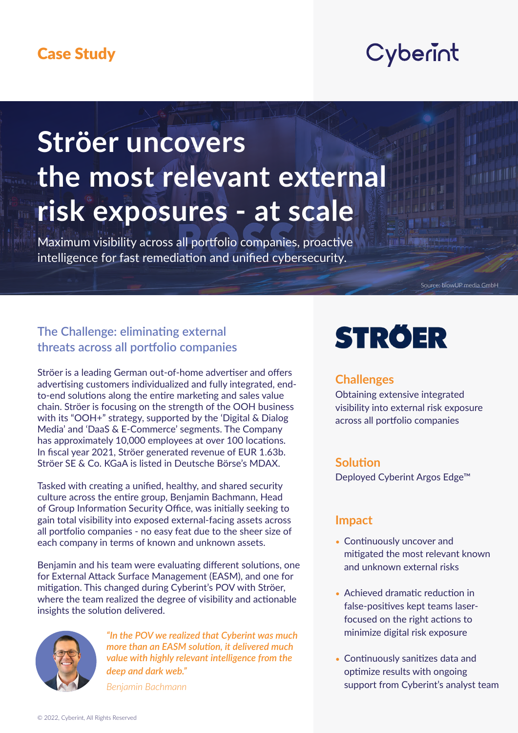Case Study

Cyberint

# Ströer uncovers the most relevant external risk exposures - at scale

Maximum visibility across all portfolio companies, proactive intelligence for fast remediation and unified cybersecurity.

Source: blowUP media GmbH

## The Challenge: eliminating external threats across all portfolio companies

Ströer is a leading German out-of-home advertiser and offers advertising customers individualized and fully integrated, end-to-end solutions along the entire marketing and sales value chain. Ströer is focusing on the strength of the OOH business with its "OOH+" strategy, supported by the 'Digital & Dialog Media' and 'DaaS & E-Commerce' segments. The Company has approximately 10,000 employees at over 100 locations. In fiscal year 2021, Ströer generated revenue of EUR 1.63b. Ströer SE & Co. KGaA is listed in Deutsche Börse's MDAX.

Tasked with creating a unified, healthy, and shared security culture across the entire group, Benjamin Bachmann, Head of Group Information Security Office, was initially seeking to gain total visibility into exposed external-facing assets across all portfolio companies - no easy feat due to the sheer size of each company in terms of known and unknown assets.

Benjamin and his team were evaluating different solutions, one for External Attack Surface Management (EASM), and one for mitigation. This changed during Cyberint's POV with Ströer, where the team realized the degree of visibility and actionable insights the solution delivered.

*"In the POV we realized that Cyberint was much more than an EASM solution, it delivered much value with highly relevant intelligence from the deep and dark web."*

*Benjamin Bachmann*

STRÖER

### Challenges

Obtaining extensive integrated visibility into external risk exposure across all portfolio companies

### Solution

Deployed Cyberint Argos Edge™

### Impact

- Continuously uncover and mitigated the most relevant known and unknown external risks
- Achieved dramatic reduction in false-positives kept teams laser-focused on the right actions to minimize digital risk exposure
- Continuously sanitizes data and optimize results with ongoing support from Cyberint's analyst team

© 2022, Cyberint, All Rights Reserved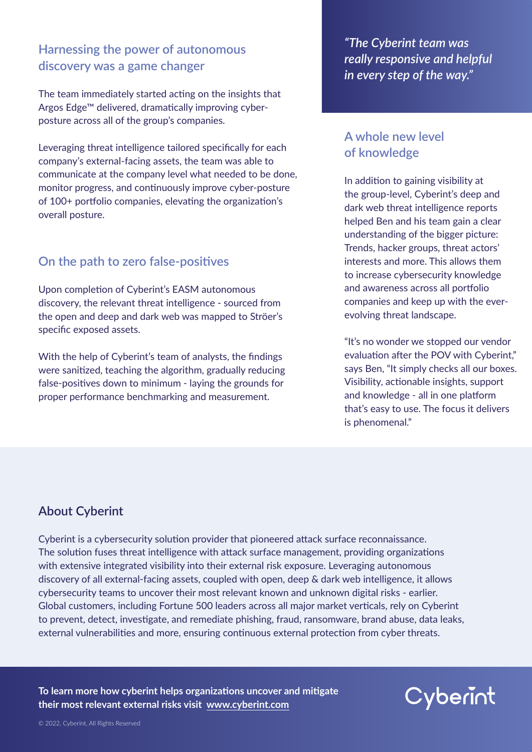## Harnessing the power of autonomous discovery was a game changer

The team immediately started acting on the insights that Argos Edge™ delivered, dramatically improving cyber-posture across all of the group's companies.

Leveraging threat intelligence tailored specifically for each company's external-facing assets, the team was able to communicate at the company level what needed to be done, monitor progress, and continuously improve cyber-posture of 100+ portfolio companies, elevating the organization's overall posture.

## On the path to zero false-positives

Upon completion of Cyberint's EASM autonomous discovery, the relevant threat intelligence - sourced from the open and deep and dark web was mapped to Ströer's specific exposed assets.

With the help of Cyberint's team of analysts, the findings were sanitized, teaching the algorithm, gradually reducing false-positives down to minimum - laying the grounds for proper performance benchmarking and measurement.

*"The Cyberint team was really responsive and helpful in every step of the way."*

## A whole new level of knowledge

In addition to gaining visibility at the group-level, Cyberint's deep and dark web threat intelligence reports helped Ben and his team gain a clear understanding of the bigger picture: Trends, hacker groups, threat actors' interests and more. This allows them to increase cybersecurity knowledge and awareness across all portfolio companies and keep up with the ever-evolving threat landscape.

"It's no wonder we stopped our vendor evaluation after the POV with Cyberint," says Ben, "It simply checks all our boxes. Visibility, actionable insights, support and knowledge - all in one platform that's easy to use. The focus it delivers is phenomenal."

## About Cyberint

Cyberint is a cybersecurity solution provider that pioneered attack surface reconnaissance. The solution fuses threat intelligence with attack surface management, providing organizations with extensive integrated visibility into their external risk exposure. Leveraging autonomous discovery of all external-facing assets, coupled with open, deep & dark web intelligence, it allows cybersecurity teams to uncover their most relevant known and unknown digital risks - earlier. Global customers, including Fortune 500 leaders across all major market verticals, rely on Cyberint to prevent, detect, investigate, and remediate phishing, fraud, ransomware, brand abuse, data leaks, external vulnerabilities and more, ensuring continuous external protection from cyber threats.

**To learn more how cyberint helps organizations uncover and mitigate their most relevant external risks visit www.cyberint.com**

Cyberint

© 2022, Cyberint, All Rights Reserved